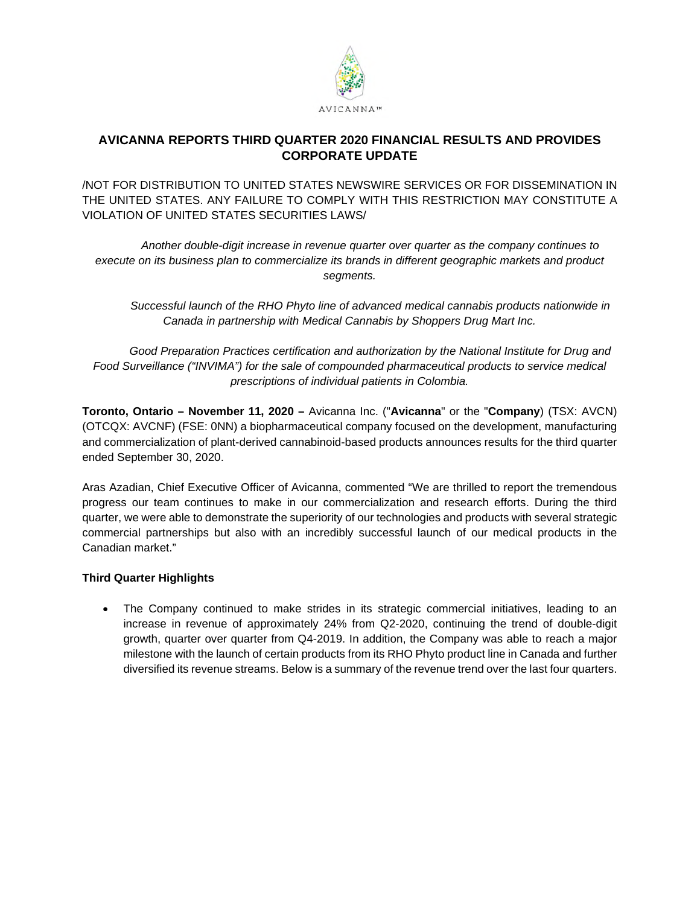AVICANNA™

# AVICANNA REPORTS THIRD QUARTER 2020 FINANCIAL RESULTS AND PROVIDES CORPORATE UPDATE

/NOT FOR DISTRIBUTION TO UNITED STATES NEWSWIRE SERVICES OR FOR DISSEMINATION IN THE UNITED STATES. ANY FAILURE TO COMPLY WITH THIS RESTRICTION MAY CONSTITUTE A VIOLATION OF UNITED STATES SECURITIES LAWS/

*Another double-digit increase in revenue quarter over quarter as the company continues to execute on its business plan to commercialize its brands in different geographic markets and product segments.*

*Successful launch of the RHO Phyto line of advanced medical cannabis products nationwide in Canada in partnership with Medical Cannabis by Shoppers Drug Mart Inc.*

*Good Preparation Practices certification and authorization by the National Institute for Drug and Food Surveillance ("INVIMA") for the sale of compounded pharmaceutical products to service medical prescriptions of individual patients in Colombia.*

**Toronto, Ontario – November 11, 2020 –** Avicanna Inc. ("**Avicanna**" or the "**Company**) (TSX: AVCN) (OTCQX: AVCNF) (FSE: 0NN) a biopharmaceutical company focused on the development, manufacturing and commercialization of plant-derived cannabinoid-based products announces results for the third quarter ended September 30, 2020.

Aras Azadian, Chief Executive Officer of Avicanna, commented "We are thrilled to report the tremendous progress our team continues to make in our commercialization and research efforts. During the third quarter, we were able to demonstrate the superiority of our technologies and products with several strategic commercial partnerships but also with an incredibly successful launch of our medical products in the Canadian market."

**Third Quarter Highlights**

- The Company continued to make strides in its strategic commercial initiatives, leading to an increase in revenue of approximately 24% from Q2-2020, continuing the trend of double-digit growth, quarter over quarter from Q4-2019. In addition, the Company was able to reach a major milestone with the launch of certain products from its RHO Phyto product line in Canada and further diversified its revenue streams. Below is a summary of the revenue trend over the last four quarters.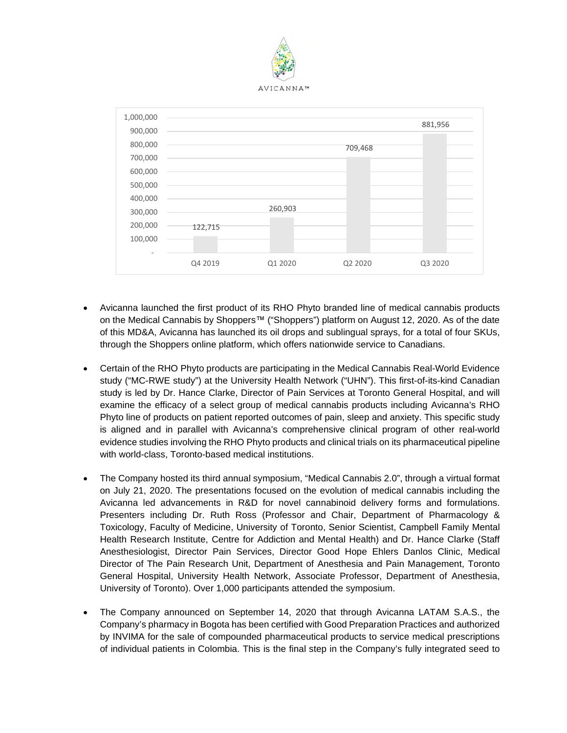| Q4 2019 | Q1 2020 | Q2 2020 | Q3 2020 |
| --- | --- | --- | --- |
| 122,715 | 260,903 | 709,468 | 881,956 |

- Avicanna launched the first product of its RHO Phyto branded line of medical cannabis products on the Medical Cannabis by Shoppers™ ("Shoppers") platform on August 12, 2020. As of the date of this MD&A, Avicanna has launched its oil drops and sublingual sprays, for a total of four SKUs, through the Shoppers online platform, which offers nationwide service to Canadians.
- Certain of the RHO Phyto products are participating in the Medical Cannabis Real-World Evidence study ("MC-RWE study") at the University Health Network ("UHN"). This first-of-its-kind Canadian study is led by Dr. Hance Clarke, Director of Pain Services at Toronto General Hospital, and will examine the efficacy of a select group of medical cannabis products including Avicanna's RHO Phyto line of products on patient reported outcomes of pain, sleep and anxiety. This specific study is aligned and in parallel with Avicanna's comprehensive clinical program of other real-world evidence studies involving the RHO Phyto products and clinical trials on its pharmaceutical pipeline with world-class, Toronto-based medical institutions.
- The Company hosted its third annual symposium, "Medical Cannabis 2.0", through a virtual format on July 21, 2020. The presentations focused on the evolution of medical cannabis including the Avicanna led advancements in R&D for novel cannabinoid delivery forms and formulations. Presenters including Dr. Ruth Ross (Professor and Chair, Department of Pharmacology & Toxicology, Faculty of Medicine, University of Toronto, Senior Scientist, Campbell Family Mental Health Research Institute, Centre for Addiction and Mental Health) and Dr. Hance Clarke (Staff Anesthesiologist, Director Pain Services, Director Good Hope Ehlers Danlos Clinic, Medical Director of The Pain Research Unit, Department of Anesthesia and Pain Management, Toronto General Hospital, University Health Network, Associate Professor, Department of Anesthesia, University of Toronto). Over 1,000 participants attended the symposium.
- The Company announced on September 14, 2020 that through Avicanna LATAM S.A.S., the Company's pharmacy in Bogota has been certified with Good Preparation Practices and authorized by INVIMA for the sale of compounded pharmaceutical products to service medical prescriptions of individual patients in Colombia. This is the final step in the Company's fully integrated seed to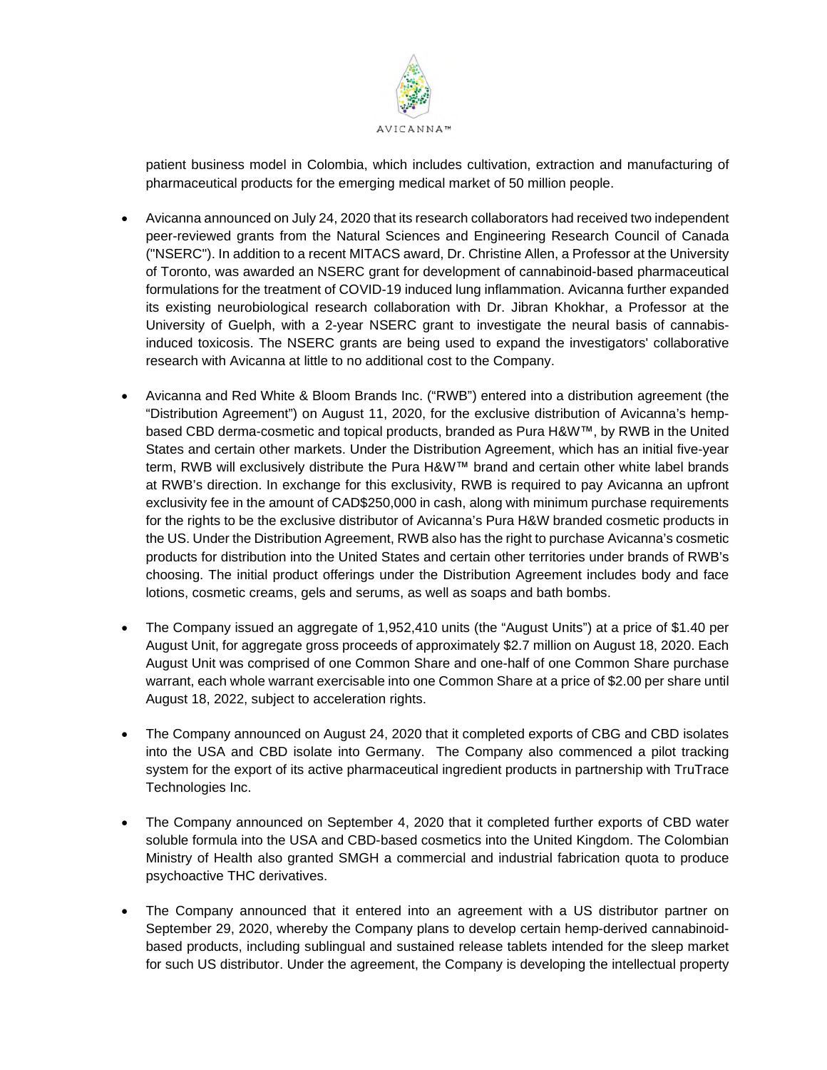patient business model in Colombia, which includes cultivation, extraction and manufacturing of pharmaceutical products for the emerging medical market of 50 million people.

- Avicanna announced on July 24, 2020 that its research collaborators had received two independent peer-reviewed grants from the Natural Sciences and Engineering Research Council of Canada ("NSERC"). In addition to a recent MITACS award, Dr. Christine Allen, a Professor at the University of Toronto, was awarded an NSERC grant for development of cannabinoid-based pharmaceutical formulations for the treatment of COVID-19 induced lung inflammation. Avicanna further expanded its existing neurobiological research collaboration with Dr. Jibran Khokhar, a Professor at the University of Guelph, with a 2-year NSERC grant to investigate the neural basis of cannabis-induced toxicosis. The NSERC grants are being used to expand the investigators' collaborative research with Avicanna at little to no additional cost to the Company.

- Avicanna and Red White & Bloom Brands Inc. ("RWB") entered into a distribution agreement (the "Distribution Agreement") on August 11, 2020, for the exclusive distribution of Avicanna's hemp-based CBD derma-cosmetic and topical products, branded as Pura H&W™, by RWB in the United States and certain other markets. Under the Distribution Agreement, which has an initial five-year term, RWB will exclusively distribute the Pura H&W™ brand and certain other white label brands at RWB's direction. In exchange for this exclusivity, RWB is required to pay Avicanna an upfront exclusivity fee in the amount of CAD$250,000 in cash, along with minimum purchase requirements for the rights to be the exclusive distributor of Avicanna's Pura H&W branded cosmetic products in the US. Under the Distribution Agreement, RWB also has the right to purchase Avicanna's cosmetic products for distribution into the United States and certain other territories under brands of RWB's choosing. The initial product offerings under the Distribution Agreement includes body and face lotions, cosmetic creams, gels and serums, as well as soaps and bath bombs.

- The Company issued an aggregate of 1,952,410 units (the "August Units") at a price of $1.40 per August Unit, for aggregate gross proceeds of approximately $2.7 million on August 18, 2020. Each August Unit was comprised of one Common Share and one-half of one Common Share purchase warrant, each whole warrant exercisable into one Common Share at a price of $2.00 per share until August 18, 2022, subject to acceleration rights.

- The Company announced on August 24, 2020 that it completed exports of CBG and CBD isolates into the USA and CBD isolate into Germany. The Company also commenced a pilot tracking system for the export of its active pharmaceutical ingredient products in partnership with TruTrace Technologies Inc.

- The Company announced on September 4, 2020 that it completed further exports of CBD water soluble formula into the USA and CBD-based cosmetics into the United Kingdom. The Colombian Ministry of Health also granted SMGH a commercial and industrial fabrication quota to produce psychoactive THC derivatives.

- The Company announced that it entered into an agreement with a US distributor partner on September 29, 2020, whereby the Company plans to develop certain hemp-derived cannabinoid-based products, including sublingual and sustained release tablets intended for the sleep market for such US distributor. Under the agreement, the Company is developing the intellectual property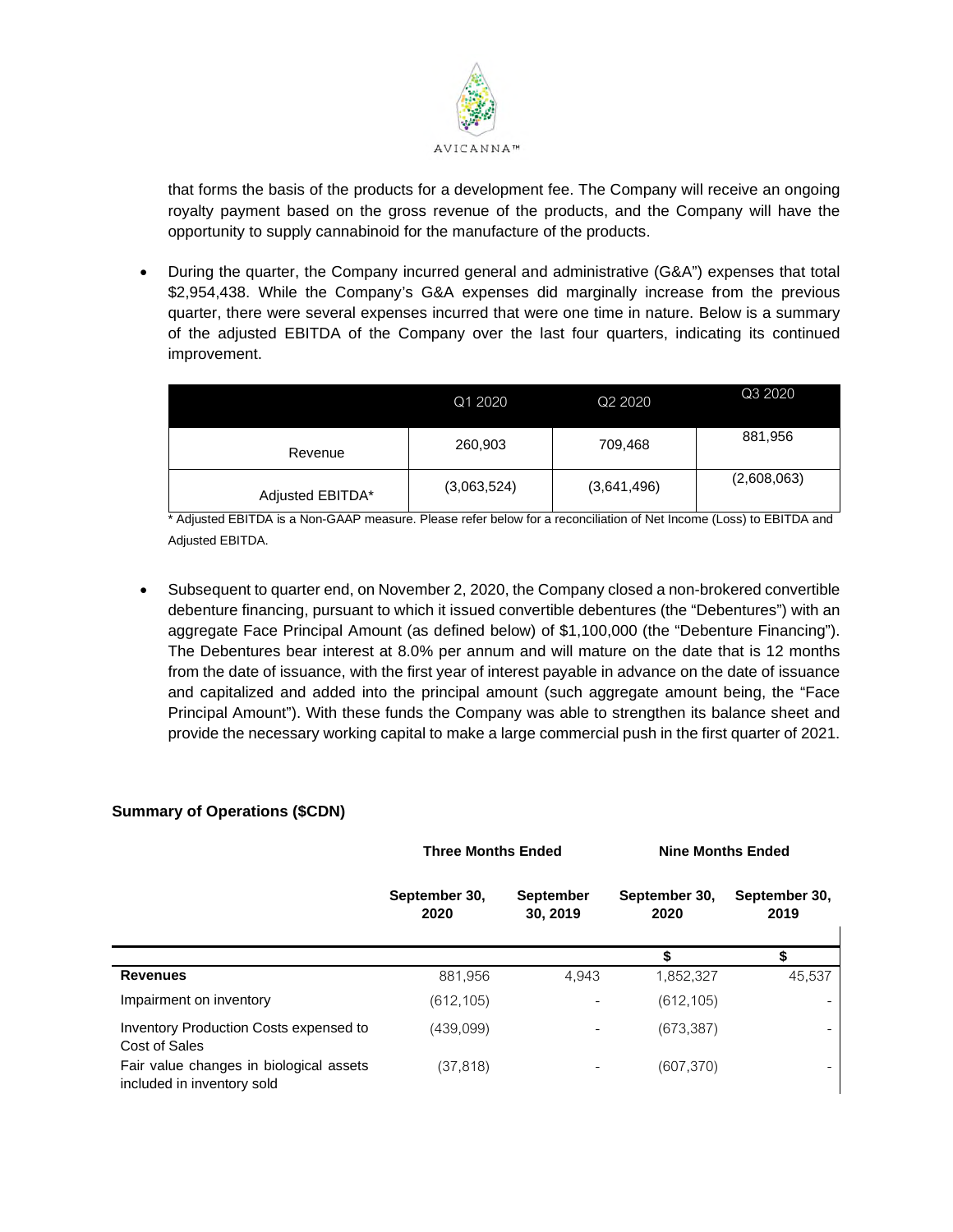that forms the basis of the products for a development fee. The Company will receive an ongoing royalty payment based on the gross revenue of the products, and the Company will have the opportunity to supply cannabinoid for the manufacture of the products.

- During the quarter, the Company incurred general and administrative (G&A") expenses that total $2,954,438. While the Company's G&A expenses did marginally increase from the previous quarter, there were several expenses incurred that were one time in nature. Below is a summary of the adjusted EBITDA of the Company over the last four quarters, indicating its continued improvement.

| | Q1 2020 | Q2 2020 | Q3 2020 |
|---|---|---|---|
| Revenue | 260,903 | 709,468 | 881,956 |
| Adjusted EBITDA* | (3,063,524) | (3,641,496) | (2,608,063) |

\* Adjusted EBITDA is a Non-GAAP measure. Please refer below for a reconciliation of Net Income (Loss) to EBITDA and Adjusted EBITDA.

- Subsequent to quarter end, on November 2, 2020, the Company closed a non-brokered convertible debenture financing, pursuant to which it issued convertible debentures (the "Debentures") with an aggregate Face Principal Amount (as defined below) of $1,100,000 (the "Debenture Financing"). The Debentures bear interest at 8.0% per annum and will mature on the date that is 12 months from the date of issuance, with the first year of interest payable in advance on the date of issuance and capitalized and added into the principal amount (such aggregate amount being, the "Face Principal Amount"). With these funds the Company was able to strengthen its balance sheet and provide the necessary working capital to make a large commercial push in the first quarter of 2021.

**Summary of Operations ($CDN)**

| | Three Months Ended | | Nine Months Ended | |
|---|---|---|---|---|
| | September 30, 2020 | September 30, 2019 | September 30, 2020 | September 30, 2019 |
| | | | $ | $ |
| **Revenues** | 881,956 | 4,943 | 1,852,327 | 45,537 |
| Impairment on inventory | (612,105) | - | (612,105) | - |
| Inventory Production Costs expensed to Cost of Sales | (439,099) | - | (673,387) | - |
| Fair value changes in biological assets included in inventory sold | (37,818) | - | (607,370) | - |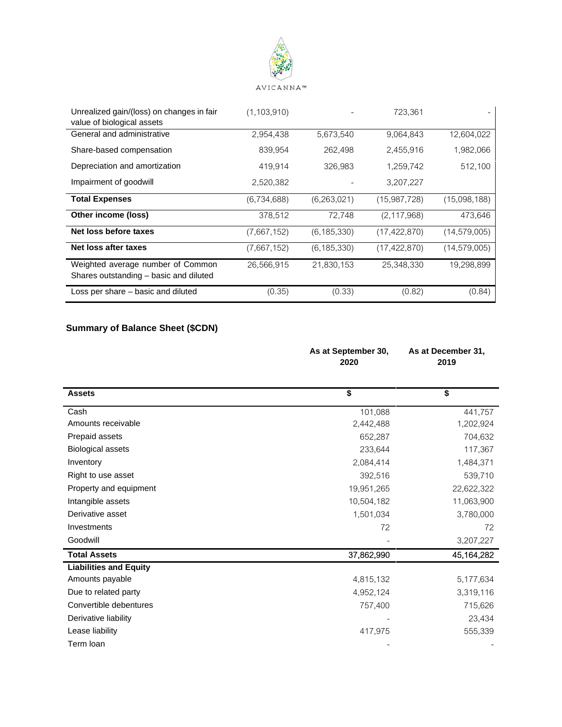| | | | | |
|---|---|---|---|---|
| Unrealized gain/(loss) on changes in fair value of biological assets | (1,103,910) | - | 723,361 | - |
| General and administrative | 2,954,438 | 5,673,540 | 9,064,843 | 12,604,022 |
| Share-based compensation | 839,954 | 262,498 | 2,455,916 | 1,982,066 |
| Depreciation and amortization | 419,914 | 326,983 | 1,259,742 | 512,100 |
| Impairment of goodwill | 2,520,382 | - | 3,207,227 | |
| **Total Expenses** | (6,734,688) | (6,263,021) | (15,987,728) | (15,098,188) |
| **Other income (loss)** | 378,512 | 72,748 | (2,117,968) | 473,646 |
| **Net loss before taxes** | (7,667,152) | (6,185,330) | (17,422,870) | (14,579,005) |
| **Net loss after taxes** | (7,667,152) | (6,185,330) | (17,422,870) | (14,579,005) |
| Weighted average number of Common Shares outstanding – basic and diluted | 26,566,915 | 21,830,153 | 25,348,330 | 19,298,899 |
| Loss per share – basic and diluted | (0.35) | (0.33) | (0.82) | (0.84) |

## Summary of Balance Sheet ($CDN)

| | As at September 30, 2020 | As at December 31, 2019 |
|---|---|---|
| **Assets** | **$** | **$** |
| Cash | 101,088 | 441,757 |
| Amounts receivable | 2,442,488 | 1,202,924 |
| Prepaid assets | 652,287 | 704,632 |
| Biological assets | 233,644 | 117,367 |
| Inventory | 2,084,414 | 1,484,371 |
| Right to use asset | 392,516 | 539,710 |
| Property and equipment | 19,951,265 | 22,622,322 |
| Intangible assets | 10,504,182 | 11,063,900 |
| Derivative asset | 1,501,034 | 3,780,000 |
| Investments | 72 | 72 |
| Goodwill | - | 3,207,227 |
| **Total Assets** | 37,862,990 | 45,164,282 |
| **Liabilities and Equity** | | |
| Amounts payable | 4,815,132 | 5,177,634 |
| Due to related party | 4,952,124 | 3,319,116 |
| Convertible debentures | 757,400 | 715,626 |
| Derivative liability | - | 23,434 |
| Lease liability | 417,975 | 555,339 |
| Term loan | - | - |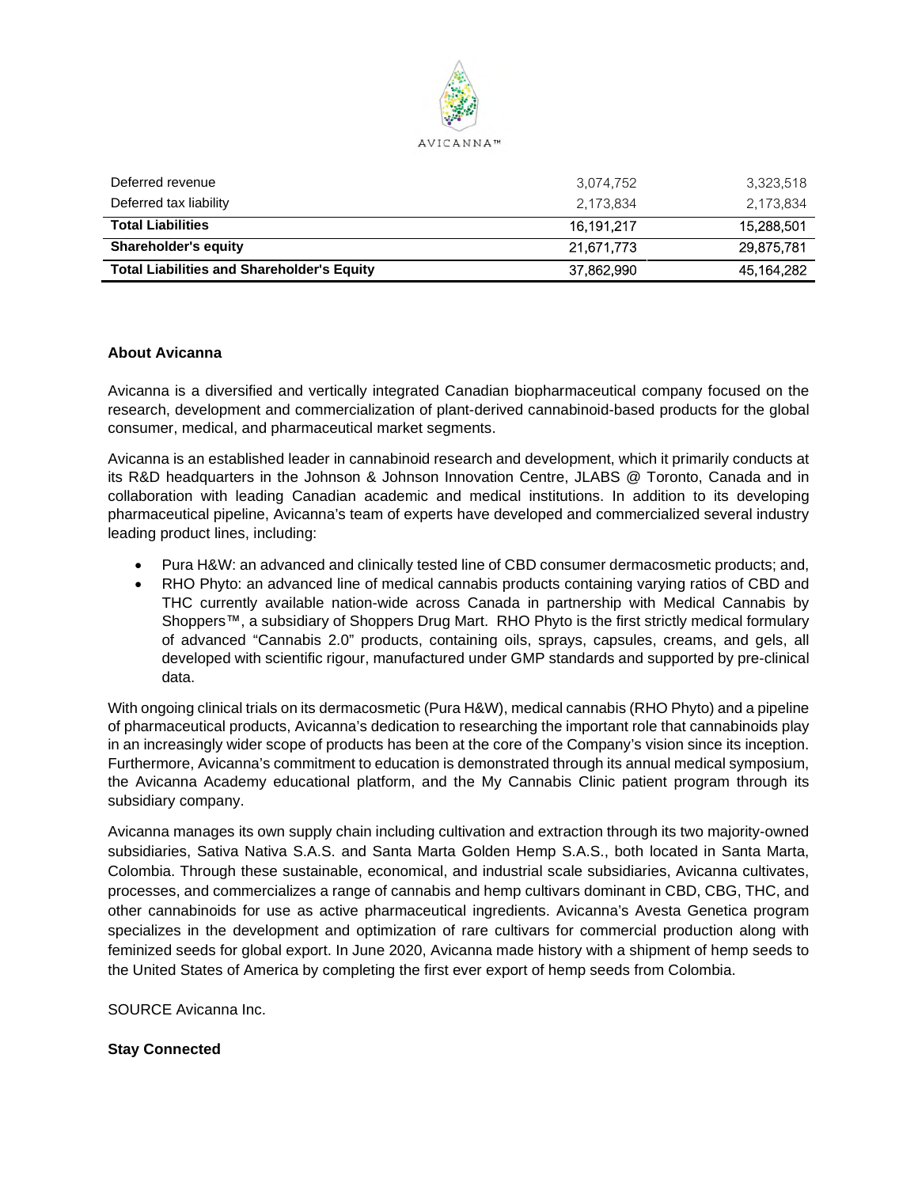| | | |
|---|---|---|
| Deferred revenue | 3,074,752 | 3,323,518 |
| Deferred tax liability | 2,173,834 | 2,173,834 |
| **Total Liabilities** | 16,191,217 | 15,288,501 |
| **Shareholder's equity** | 21,671,773 | 29,875,781 |
| **Total Liabilities and Shareholder's Equity** | 37,862,990 | 45,164,282 |

**About Avicanna**

Avicanna is a diversified and vertically integrated Canadian biopharmaceutical company focused on the research, development and commercialization of plant-derived cannabinoid-based products for the global consumer, medical, and pharmaceutical market segments.

Avicanna is an established leader in cannabinoid research and development, which it primarily conducts at its R&D headquarters in the Johnson & Johnson Innovation Centre, JLABS @ Toronto, Canada and in collaboration with leading Canadian academic and medical institutions. In addition to its developing pharmaceutical pipeline, Avicanna's team of experts have developed and commercialized several industry leading product lines, including:

- Pura H&W: an advanced and clinically tested line of CBD consumer dermacosmetic products; and,
- RHO Phyto: an advanced line of medical cannabis products containing varying ratios of CBD and THC currently available nation-wide across Canada in partnership with Medical Cannabis by Shoppers™, a subsidiary of Shoppers Drug Mart. RHO Phyto is the first strictly medical formulary of advanced "Cannabis 2.0" products, containing oils, sprays, capsules, creams, and gels, all developed with scientific rigour, manufactured under GMP standards and supported by pre-clinical data.

With ongoing clinical trials on its dermacosmetic (Pura H&W), medical cannabis (RHO Phyto) and a pipeline of pharmaceutical products, Avicanna's dedication to researching the important role that cannabinoids play in an increasingly wider scope of products has been at the core of the Company's vision since its inception. Furthermore, Avicanna's commitment to education is demonstrated through its annual medical symposium, the Avicanna Academy educational platform, and the My Cannabis Clinic patient program through its subsidiary company.

Avicanna manages its own supply chain including cultivation and extraction through its two majority-owned subsidiaries, Sativa Nativa S.A.S. and Santa Marta Golden Hemp S.A.S., both located in Santa Marta, Colombia. Through these sustainable, economical, and industrial scale subsidiaries, Avicanna cultivates, processes, and commercializes a range of cannabis and hemp cultivars dominant in CBD, CBG, THC, and other cannabinoids for use as active pharmaceutical ingredients. Avicanna's Avesta Genetica program specializes in the development and optimization of rare cultivars for commercial production along with feminized seeds for global export. In June 2020, Avicanna made history with a shipment of hemp seeds to the United States of America by completing the first ever export of hemp seeds from Colombia.

SOURCE Avicanna Inc.

**Stay Connected**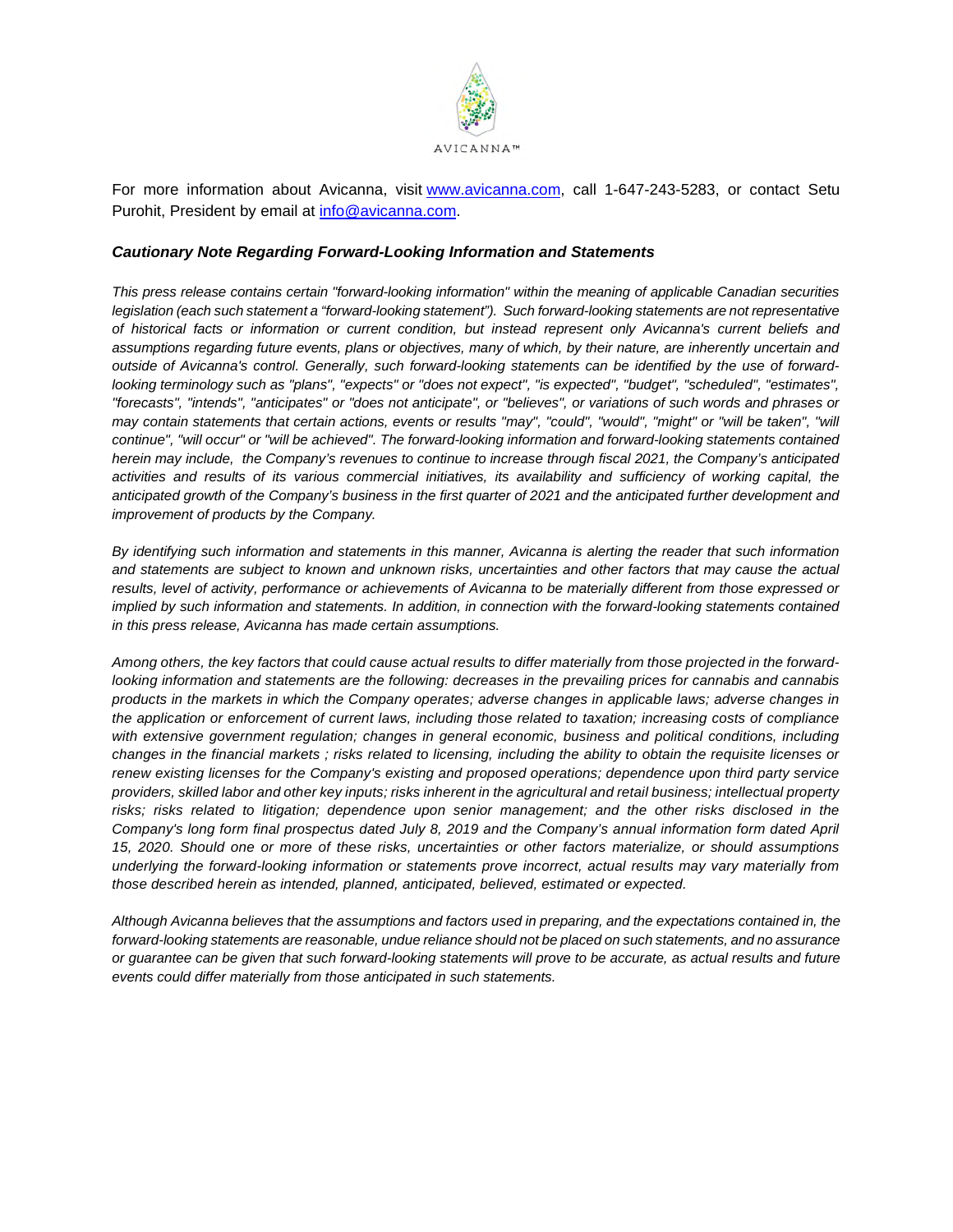AVICANNA™

For more information about Avicanna, visit www.avicanna.com, call 1-647-243-5283, or contact Setu Purohit, President by email at info@avicanna.com.

***Cautionary Note Regarding Forward-Looking Information and Statements***

*This press release contains certain "forward-looking information" within the meaning of applicable Canadian securities legislation (each such statement a "forward-looking statement"). Such forward-looking statements are not representative of historical facts or information or current condition, but instead represent only Avicanna's current beliefs and assumptions regarding future events, plans or objectives, many of which, by their nature, are inherently uncertain and outside of Avicanna's control. Generally, such forward-looking statements can be identified by the use of forward-looking terminology such as "plans", "expects" or "does not expect", "is expected", "budget", "scheduled", "estimates", "forecasts", "intends", "anticipates" or "does not anticipate", or "believes", or variations of such words and phrases or may contain statements that certain actions, events or results "may", "could", "would", "might" or "will be taken", "will continue", "will occur" or "will be achieved". The forward-looking information and forward-looking statements contained herein may include, the Company's revenues to continue to increase through fiscal 2021, the Company's anticipated activities and results of its various commercial initiatives, its availability and sufficiency of working capital, the anticipated growth of the Company's business in the first quarter of 2021 and the anticipated further development and improvement of products by the Company.*

*By identifying such information and statements in this manner, Avicanna is alerting the reader that such information and statements are subject to known and unknown risks, uncertainties and other factors that may cause the actual results, level of activity, performance or achievements of Avicanna to be materially different from those expressed or implied by such information and statements. In addition, in connection with the forward-looking statements contained in this press release, Avicanna has made certain assumptions.*

*Among others, the key factors that could cause actual results to differ materially from those projected in the forward-looking information and statements are the following: decreases in the prevailing prices for cannabis and cannabis products in the markets in which the Company operates; adverse changes in applicable laws; adverse changes in the application or enforcement of current laws, including those related to taxation; increasing costs of compliance with extensive government regulation; changes in general economic, business and political conditions, including changes in the financial markets ; risks related to licensing, including the ability to obtain the requisite licenses or renew existing licenses for the Company's existing and proposed operations; dependence upon third party service providers, skilled labor and other key inputs; risks inherent in the agricultural and retail business; intellectual property risks; risks related to litigation; dependence upon senior management; and the other risks disclosed in the Company's long form final prospectus dated July 8, 2019 and the Company's annual information form dated April 15, 2020. Should one or more of these risks, uncertainties or other factors materialize, or should assumptions underlying the forward-looking information or statements prove incorrect, actual results may vary materially from those described herein as intended, planned, anticipated, believed, estimated or expected.*

*Although Avicanna believes that the assumptions and factors used in preparing, and the expectations contained in, the forward-looking statements are reasonable, undue reliance should not be placed on such statements, and no assurance or guarantee can be given that such forward-looking statements will prove to be accurate, as actual results and future events could differ materially from those anticipated in such statements.*